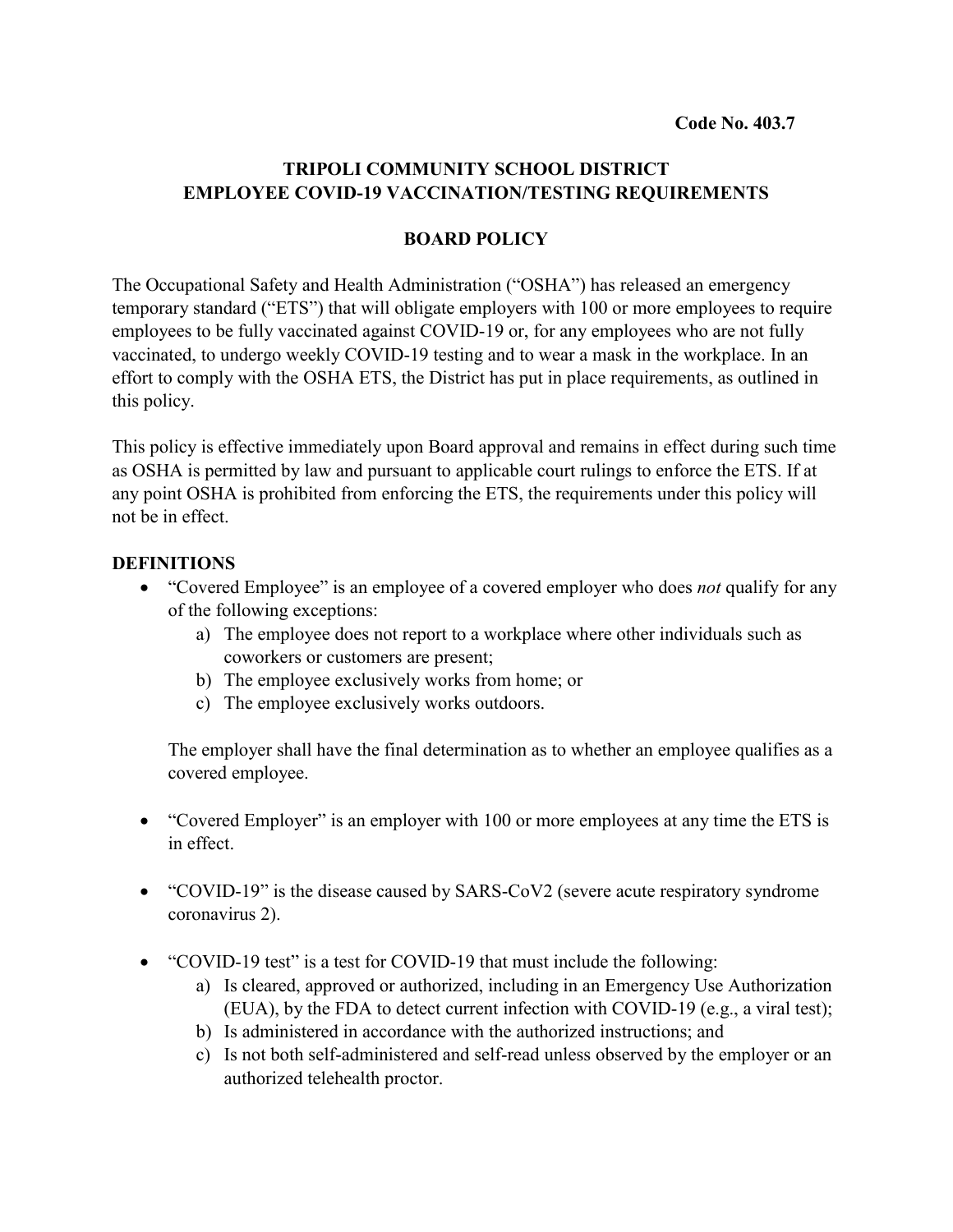**Code No. 403.7**

# TRIPOLI COMMUNITY SCHOOL DISTRICT
# EMPLOYEE COVID-19 VACCINATION/TESTING REQUIREMENTS

## BOARD POLICY

The Occupational Safety and Health Administration ("OSHA") has released an emergency temporary standard ("ETS") that will obligate employers with 100 or more employees to require employees to be fully vaccinated against COVID-19 or, for any employees who are not fully vaccinated, to undergo weekly COVID-19 testing and to wear a mask in the workplace. In an effort to comply with the OSHA ETS, the District has put in place requirements, as outlined in this policy.

This policy is effective immediately upon Board approval and remains in effect during such time as OSHA is permitted by law and pursuant to applicable court rulings to enforce the ETS. If at any point OSHA is prohibited from enforcing the ETS, the requirements under this policy will not be in effect.

### DEFINITIONS

- "Covered Employee" is an employee of a covered employer who does *not* qualify for any of the following exceptions:
    a) The employee does not report to a workplace where other individuals such as coworkers or customers are present;
    b) The employee exclusively works from home; or
    c) The employee exclusively works outdoors.

  The employer shall have the final determination as to whether an employee qualifies as a covered employee.

- "Covered Employer" is an employer with 100 or more employees at any time the ETS is in effect.

- "COVID-19" is the disease caused by SARS-CoV2 (severe acute respiratory syndrome coronavirus 2).

- "COVID-19 test" is a test for COVID-19 that must include the following:
    a) Is cleared, approved or authorized, including in an Emergency Use Authorization (EUA), by the FDA to detect current infection with COVID-19 (e.g., a viral test);
    b) Is administered in accordance with the authorized instructions; and
    c) Is not both self-administered and self-read unless observed by the employer or an authorized telehealth proctor.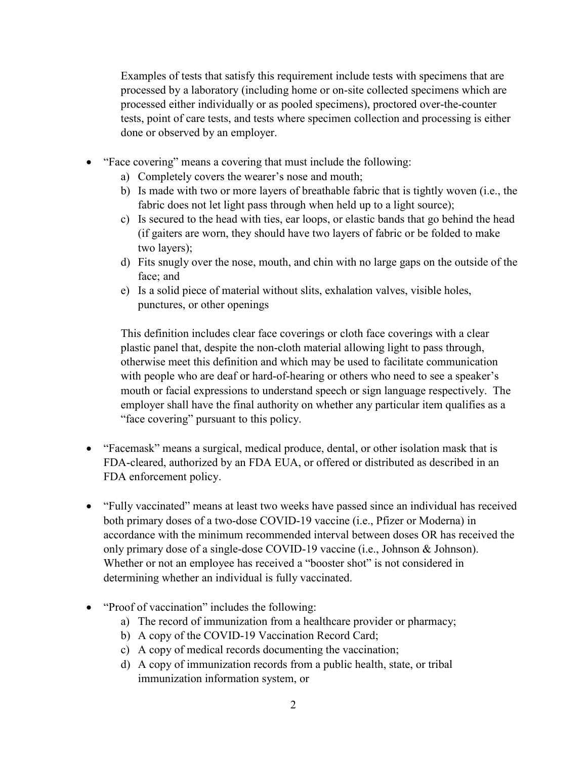Examples of tests that satisfy this requirement include tests with specimens that are processed by a laboratory (including home or on-site collected specimens which are processed either individually or as pooled specimens), proctored over-the-counter tests, point of care tests, and tests where specimen collection and processing is either done or observed by an employer.

- "Face covering" means a covering that must include the following:
  a) Completely covers the wearer's nose and mouth;
  b) Is made with two or more layers of breathable fabric that is tightly woven (i.e., the fabric does not let light pass through when held up to a light source);
  c) Is secured to the head with ties, ear loops, or elastic bands that go behind the head (if gaiters are worn, they should have two layers of fabric or be folded to make two layers);
  d) Fits snugly over the nose, mouth, and chin with no large gaps on the outside of the face; and
  e) Is a solid piece of material without slits, exhalation valves, visible holes, punctures, or other openings

  This definition includes clear face coverings or cloth face coverings with a clear plastic panel that, despite the non-cloth material allowing light to pass through, otherwise meet this definition and which may be used to facilitate communication with people who are deaf or hard-of-hearing or others who need to see a speaker's mouth or facial expressions to understand speech or sign language respectively. The employer shall have the final authority on whether any particular item qualifies as a "face covering" pursuant to this policy.

- "Facemask" means a surgical, medical produce, dental, or other isolation mask that is FDA-cleared, authorized by an FDA EUA, or offered or distributed as described in an FDA enforcement policy.

- "Fully vaccinated" means at least two weeks have passed since an individual has received both primary doses of a two-dose COVID-19 vaccine (i.e., Pfizer or Moderna) in accordance with the minimum recommended interval between doses OR has received the only primary dose of a single-dose COVID-19 vaccine (i.e., Johnson & Johnson). Whether or not an employee has received a "booster shot" is not considered in determining whether an individual is fully vaccinated.

- "Proof of vaccination" includes the following:
  a) The record of immunization from a healthcare provider or pharmacy;
  b) A copy of the COVID-19 Vaccination Record Card;
  c) A copy of medical records documenting the vaccination;
  d) A copy of immunization records from a public health, state, or tribal immunization information system, or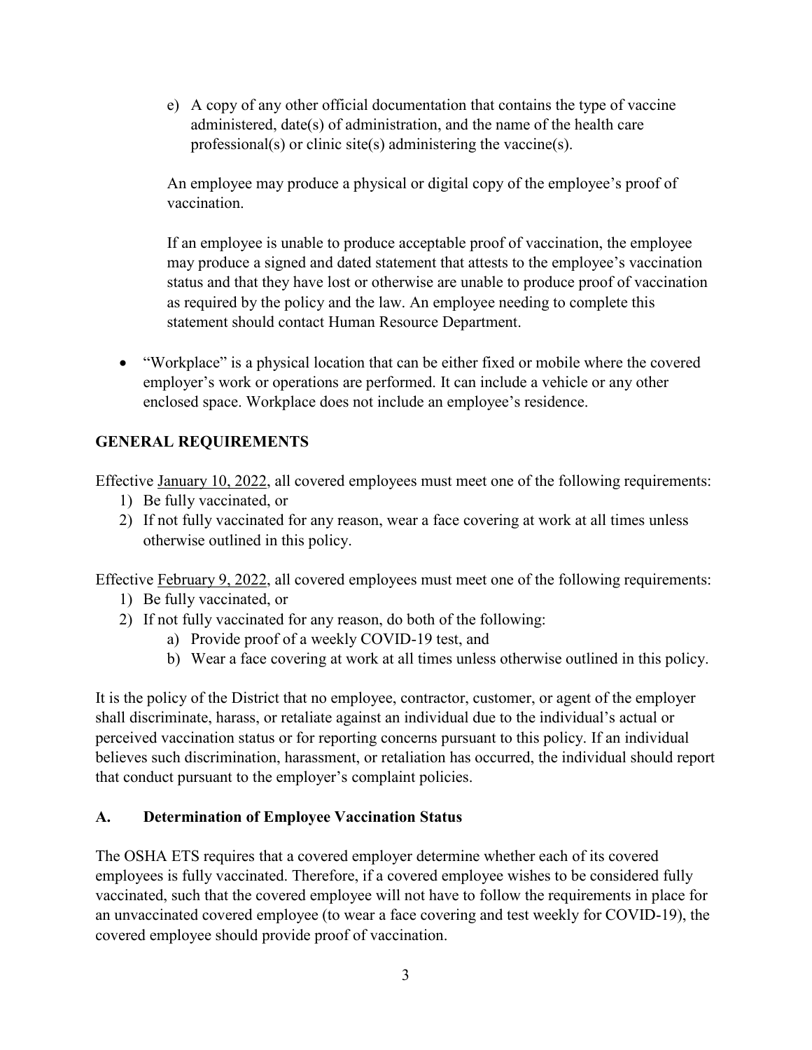e) A copy of any other official documentation that contains the type of vaccine administered, date(s) of administration, and the name of the health care professional(s) or clinic site(s) administering the vaccine(s).

An employee may produce a physical or digital copy of the employee's proof of vaccination.

If an employee is unable to produce acceptable proof of vaccination, the employee may produce a signed and dated statement that attests to the employee's vaccination status and that they have lost or otherwise are unable to produce proof of vaccination as required by the policy and the law. An employee needing to complete this statement should contact Human Resource Department.

- "Workplace" is a physical location that can be either fixed or mobile where the covered employer's work or operations are performed. It can include a vehicle or any other enclosed space. Workplace does not include an employee's residence.

## GENERAL REQUIREMENTS

Effective January 10, 2022, all covered employees must meet one of the following requirements:

1) Be fully vaccinated, or
2) If not fully vaccinated for any reason, wear a face covering at work at all times unless otherwise outlined in this policy.

Effective February 9, 2022, all covered employees must meet one of the following requirements:

1) Be fully vaccinated, or
2) If not fully vaccinated for any reason, do both of the following:
   a) Provide proof of a weekly COVID-19 test, and
   b) Wear a face covering at work at all times unless otherwise outlined in this policy.

It is the policy of the District that no employee, contractor, customer, or agent of the employer shall discriminate, harass, or retaliate against an individual due to the individual's actual or perceived vaccination status or for reporting concerns pursuant to this policy. If an individual believes such discrimination, harassment, or retaliation has occurred, the individual should report that conduct pursuant to the employer's complaint policies.

### A. Determination of Employee Vaccination Status

The OSHA ETS requires that a covered employer determine whether each of its covered employees is fully vaccinated. Therefore, if a covered employee wishes to be considered fully vaccinated, such that the covered employee will not have to follow the requirements in place for an unvaccinated covered employee (to wear a face covering and test weekly for COVID-19), the covered employee should provide proof of vaccination.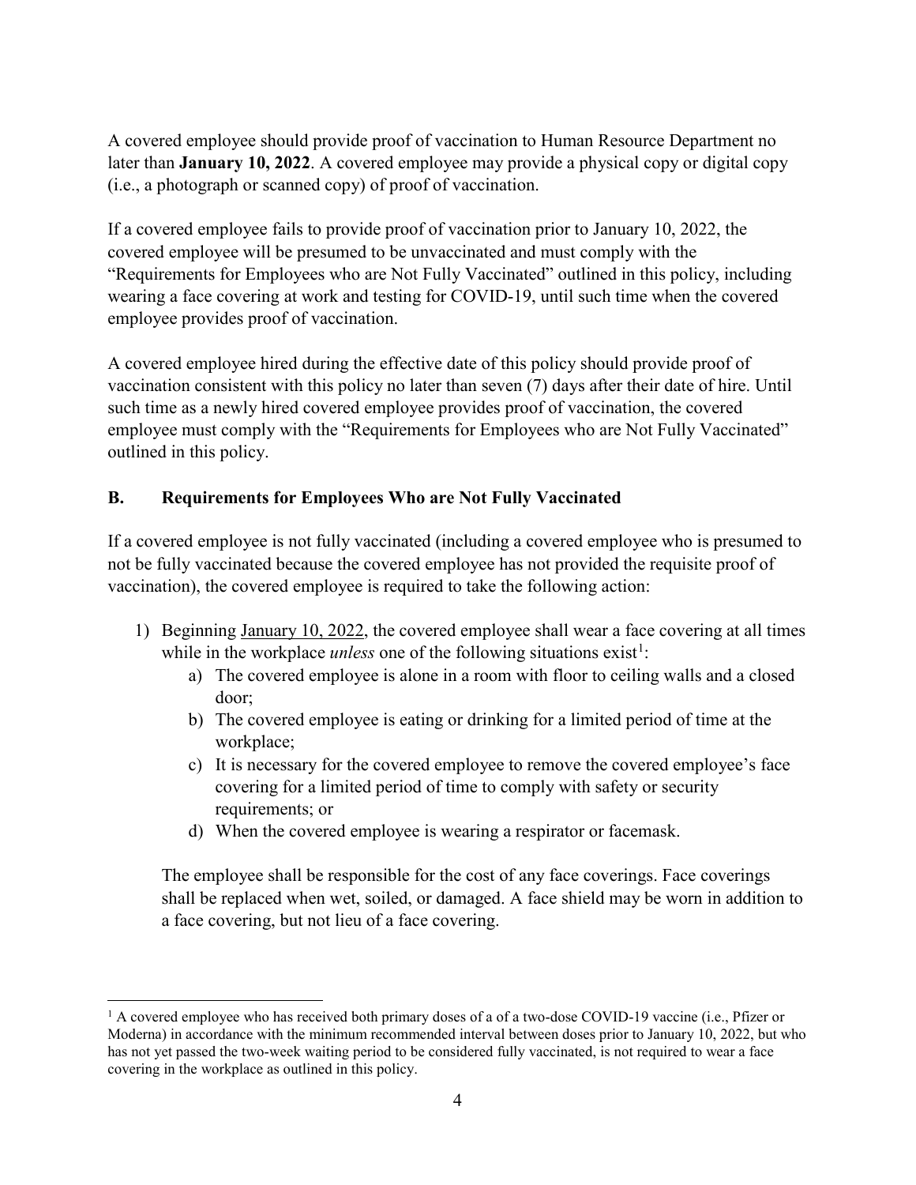A covered employee should provide proof of vaccination to Human Resource Department no later than **January 10, 2022**. A covered employee may provide a physical copy or digital copy (i.e., a photograph or scanned copy) of proof of vaccination.

If a covered employee fails to provide proof of vaccination prior to January 10, 2022, the covered employee will be presumed to be unvaccinated and must comply with the "Requirements for Employees who are Not Fully Vaccinated" outlined in this policy, including wearing a face covering at work and testing for COVID-19, until such time when the covered employee provides proof of vaccination.

A covered employee hired during the effective date of this policy should provide proof of vaccination consistent with this policy no later than seven (7) days after their date of hire. Until such time as a newly hired covered employee provides proof of vaccination, the covered employee must comply with the "Requirements for Employees who are Not Fully Vaccinated" outlined in this policy.

## B. Requirements for Employees Who are Not Fully Vaccinated

If a covered employee is not fully vaccinated (including a covered employee who is presumed to not be fully vaccinated because the covered employee has not provided the requisite proof of vaccination), the covered employee is required to take the following action:

1) Beginning January 10, 2022, the covered employee shall wear a face covering at all times while in the workplace *unless* one of the following situations exist[1]:
   a) The covered employee is alone in a room with floor to ceiling walls and a closed door;
   b) The covered employee is eating or drinking for a limited period of time at the workplace;
   c) It is necessary for the covered employee to remove the covered employee's face covering for a limited period of time to comply with safety or security requirements; or
   d) When the covered employee is wearing a respirator or facemask.

   The employee shall be responsible for the cost of any face coverings. Face coverings shall be replaced when wet, soiled, or damaged. A face shield may be worn in addition to a face covering, but not lieu of a face covering.

[1] A covered employee who has received both primary doses of a of a two-dose COVID-19 vaccine (i.e., Pfizer or Moderna) in accordance with the minimum recommended interval between doses prior to January 10, 2022, but who has not yet passed the two-week waiting period to be considered fully vaccinated, is not required to wear a face covering in the workplace as outlined in this policy.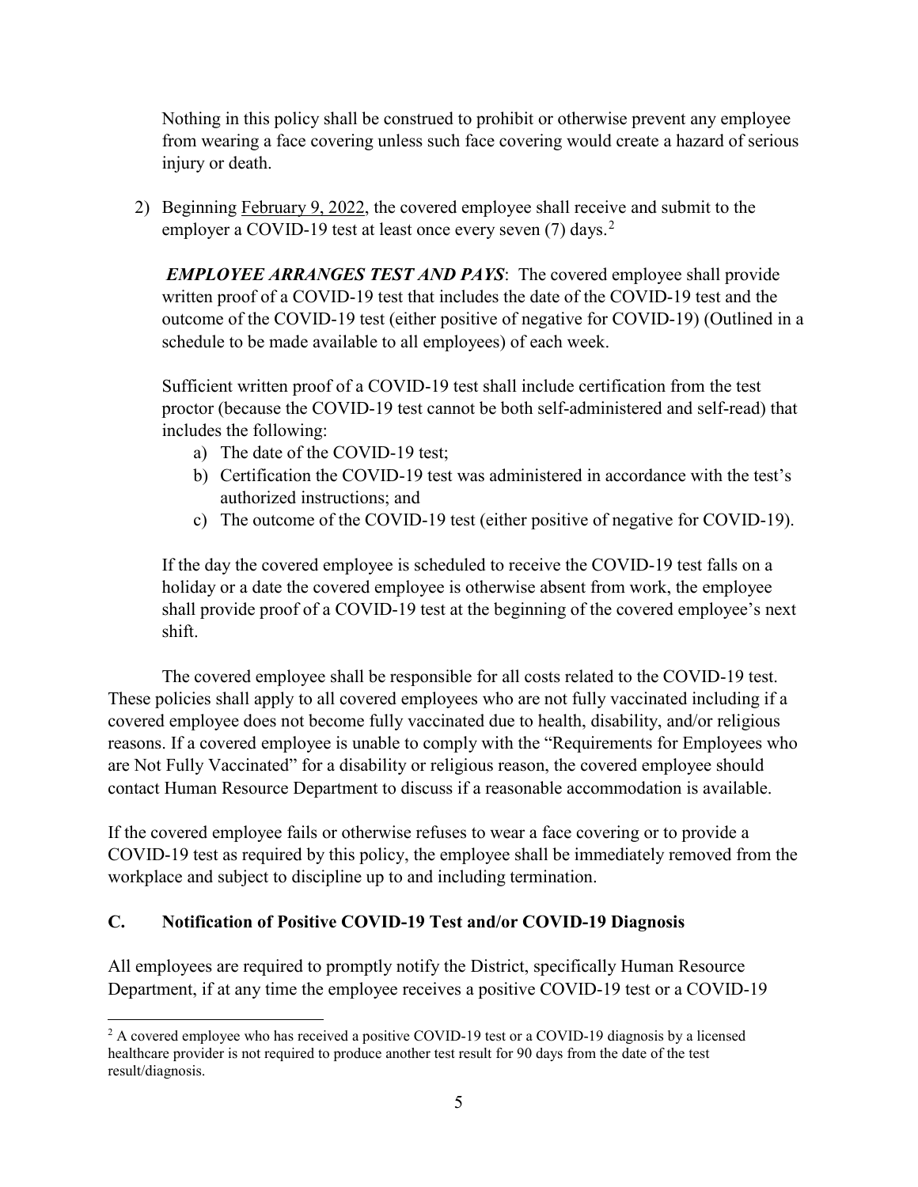Nothing in this policy shall be construed to prohibit or otherwise prevent any employee from wearing a face covering unless such face covering would create a hazard of serious injury or death.

2) Beginning February 9, 2022, the covered employee shall receive and submit to the employer a COVID-19 test at least once every seven (7) days.[2]

***EMPLOYEE ARRANGES TEST AND PAYS***: The covered employee shall provide written proof of a COVID-19 test that includes the date of the COVID-19 test and the outcome of the COVID-19 test (either positive of negative for COVID-19) (Outlined in a schedule to be made available to all employees) of each week.

Sufficient written proof of a COVID-19 test shall include certification from the test proctor (because the COVID-19 test cannot be both self-administered and self-read) that includes the following:

a) The date of the COVID-19 test;
b) Certification the COVID-19 test was administered in accordance with the test's authorized instructions; and
c) The outcome of the COVID-19 test (either positive of negative for COVID-19).

If the day the covered employee is scheduled to receive the COVID-19 test falls on a holiday or a date the covered employee is otherwise absent from work, the employee shall provide proof of a COVID-19 test at the beginning of the covered employee's next shift.

The covered employee shall be responsible for all costs related to the COVID-19 test. These policies shall apply to all covered employees who are not fully vaccinated including if a covered employee does not become fully vaccinated due to health, disability, and/or religious reasons. If a covered employee is unable to comply with the "Requirements for Employees who are Not Fully Vaccinated" for a disability or religious reason, the covered employee should contact Human Resource Department to discuss if a reasonable accommodation is available.

If the covered employee fails or otherwise refuses to wear a face covering or to provide a COVID-19 test as required by this policy, the employee shall be immediately removed from the workplace and subject to discipline up to and including termination.

## C. Notification of Positive COVID-19 Test and/or COVID-19 Diagnosis

All employees are required to promptly notify the District, specifically Human Resource Department, if at any time the employee receives a positive COVID-19 test or a COVID-19

---

[2] A covered employee who has received a positive COVID-19 test or a COVID-19 diagnosis by a licensed healthcare provider is not required to produce another test result for 90 days from the date of the test result/diagnosis.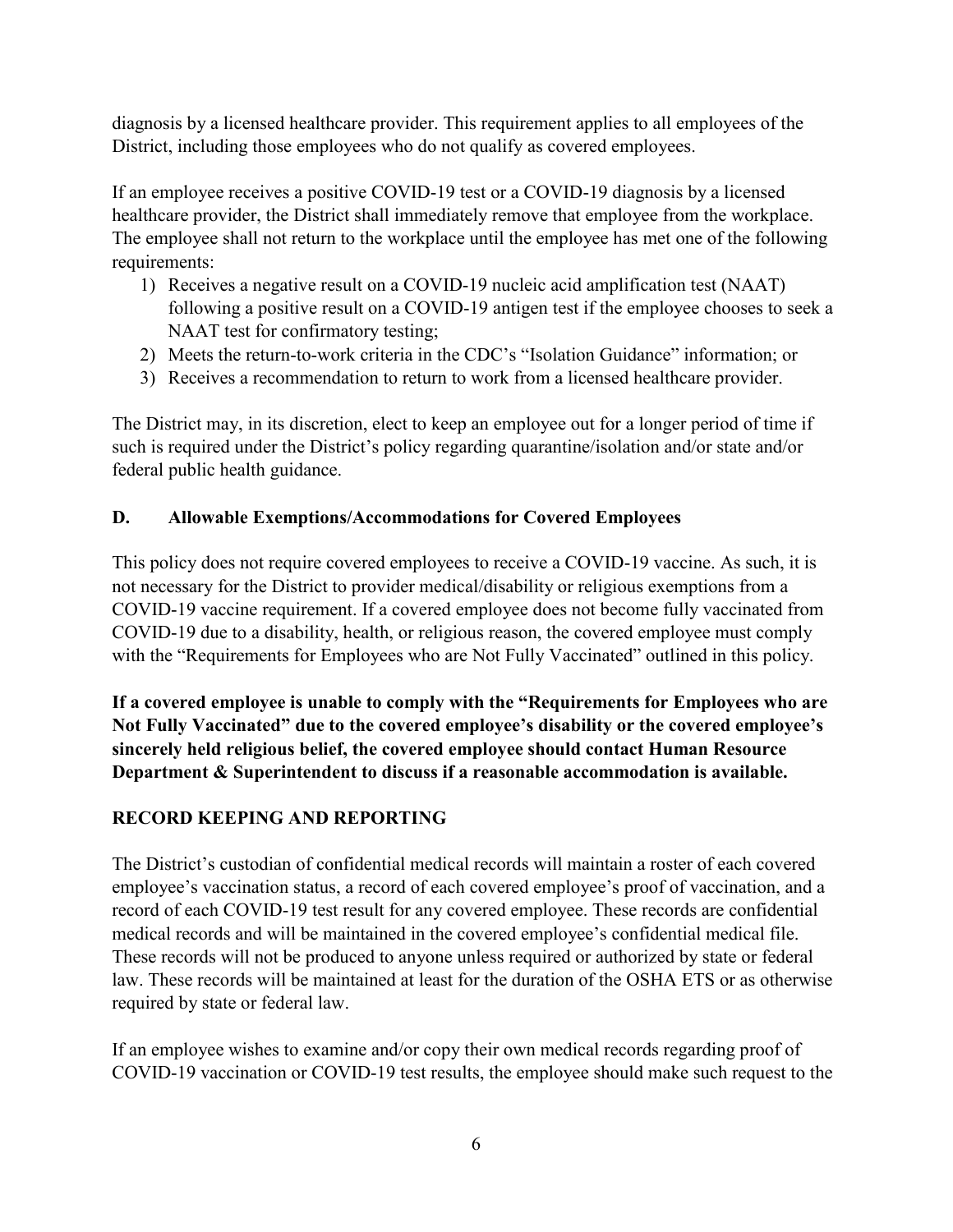diagnosis by a licensed healthcare provider. This requirement applies to all employees of the District, including those employees who do not qualify as covered employees.

If an employee receives a positive COVID-19 test or a COVID-19 diagnosis by a licensed healthcare provider, the District shall immediately remove that employee from the workplace. The employee shall not return to the workplace until the employee has met one of the following requirements:

1) Receives a negative result on a COVID-19 nucleic acid amplification test (NAAT) following a positive result on a COVID-19 antigen test if the employee chooses to seek a NAAT test for confirmatory testing;
2) Meets the return-to-work criteria in the CDC's "Isolation Guidance" information; or
3) Receives a recommendation to return to work from a licensed healthcare provider.

The District may, in its discretion, elect to keep an employee out for a longer period of time if such is required under the District's policy regarding quarantine/isolation and/or state and/or federal public health guidance.

## D. Allowable Exemptions/Accommodations for Covered Employees

This policy does not require covered employees to receive a COVID-19 vaccine. As such, it is not necessary for the District to provider medical/disability or religious exemptions from a COVID-19 vaccine requirement. If a covered employee does not become fully vaccinated from COVID-19 due to a disability, health, or religious reason, the covered employee must comply with the "Requirements for Employees who are Not Fully Vaccinated" outlined in this policy.

**If a covered employee is unable to comply with the "Requirements for Employees who are Not Fully Vaccinated" due to the covered employee's disability or the covered employee's sincerely held religious belief, the covered employee should contact Human Resource Department & Superintendent to discuss if a reasonable accommodation is available.**

## RECORD KEEPING AND REPORTING

The District's custodian of confidential medical records will maintain a roster of each covered employee's vaccination status, a record of each covered employee's proof of vaccination, and a record of each COVID-19 test result for any covered employee. These records are confidential medical records and will be maintained in the covered employee's confidential medical file. These records will not be produced to anyone unless required or authorized by state or federal law. These records will be maintained at least for the duration of the OSHA ETS or as otherwise required by state or federal law.

If an employee wishes to examine and/or copy their own medical records regarding proof of COVID-19 vaccination or COVID-19 test results, the employee should make such request to the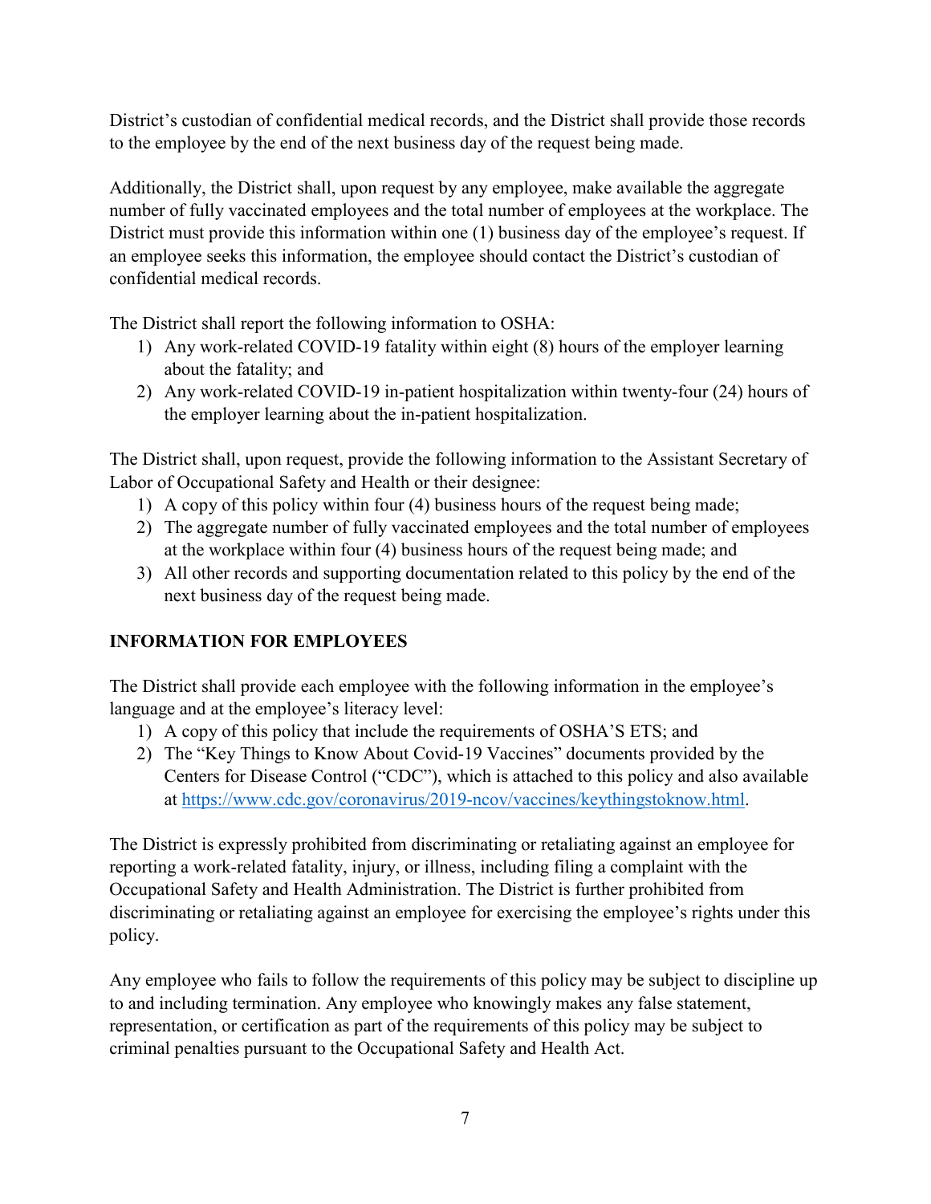District's custodian of confidential medical records, and the District shall provide those records to the employee by the end of the next business day of the request being made.

Additionally, the District shall, upon request by any employee, make available the aggregate number of fully vaccinated employees and the total number of employees at the workplace. The District must provide this information within one (1) business day of the employee's request. If an employee seeks this information, the employee should contact the District's custodian of confidential medical records.

The District shall report the following information to OSHA:

1) Any work-related COVID-19 fatality within eight (8) hours of the employer learning about the fatality; and
2) Any work-related COVID-19 in-patient hospitalization within twenty-four (24) hours of the employer learning about the in-patient hospitalization.

The District shall, upon request, provide the following information to the Assistant Secretary of Labor of Occupational Safety and Health or their designee:

1) A copy of this policy within four (4) business hours of the request being made;
2) The aggregate number of fully vaccinated employees and the total number of employees at the workplace within four (4) business hours of the request being made; and
3) All other records and supporting documentation related to this policy by the end of the next business day of the request being made.

## INFORMATION FOR EMPLOYEES

The District shall provide each employee with the following information in the employee's language and at the employee's literacy level:

1) A copy of this policy that include the requirements of OSHA'S ETS; and
2) The "Key Things to Know About Covid-19 Vaccines" documents provided by the Centers for Disease Control ("CDC"), which is attached to this policy and also available at [https://www.cdc.gov/coronavirus/2019-ncov/vaccines/keythingstoknow.html](https://www.cdc.gov/coronavirus/2019-ncov/vaccines/keythingstoknow.html).

The District is expressly prohibited from discriminating or retaliating against an employee for reporting a work-related fatality, injury, or illness, including filing a complaint with the Occupational Safety and Health Administration. The District is further prohibited from discriminating or retaliating against an employee for exercising the employee's rights under this policy.

Any employee who fails to follow the requirements of this policy may be subject to discipline up to and including termination. Any employee who knowingly makes any false statement, representation, or certification as part of the requirements of this policy may be subject to criminal penalties pursuant to the Occupational Safety and Health Act.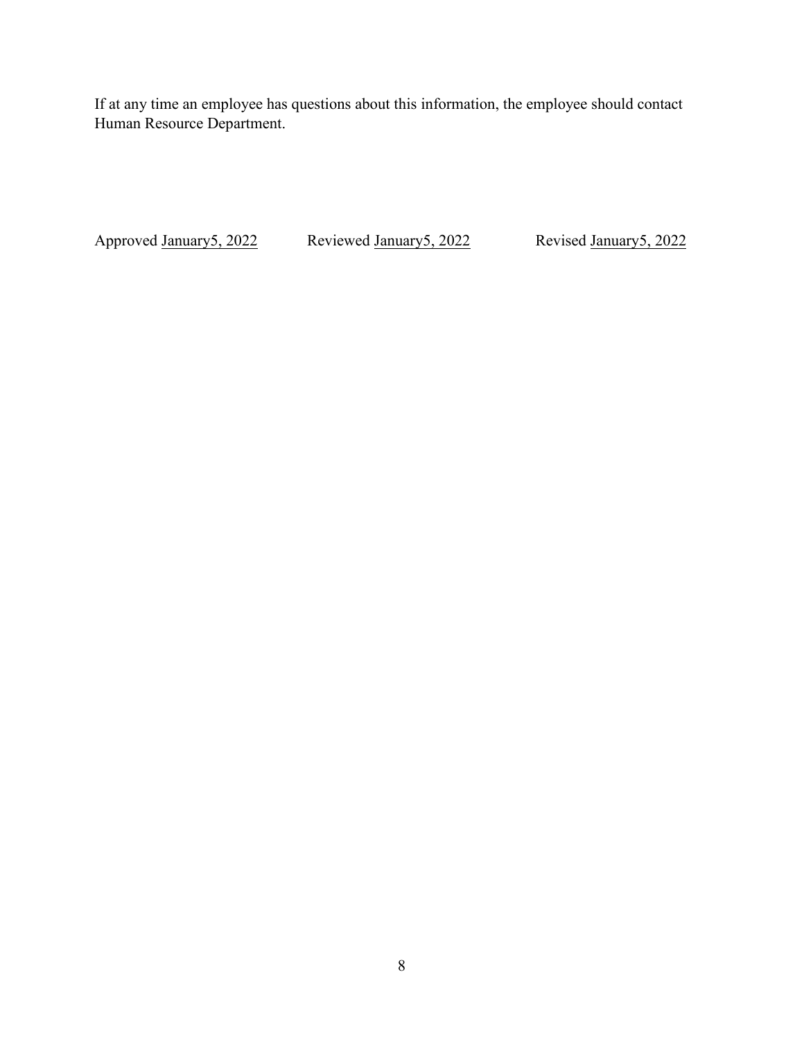If at any time an employee has questions about this information, the employee should contact Human Resource Department.

Approved <u>January5, 2022</u> Reviewed <u>January5, 2022</u> Revised <u>January5, 2022</u>